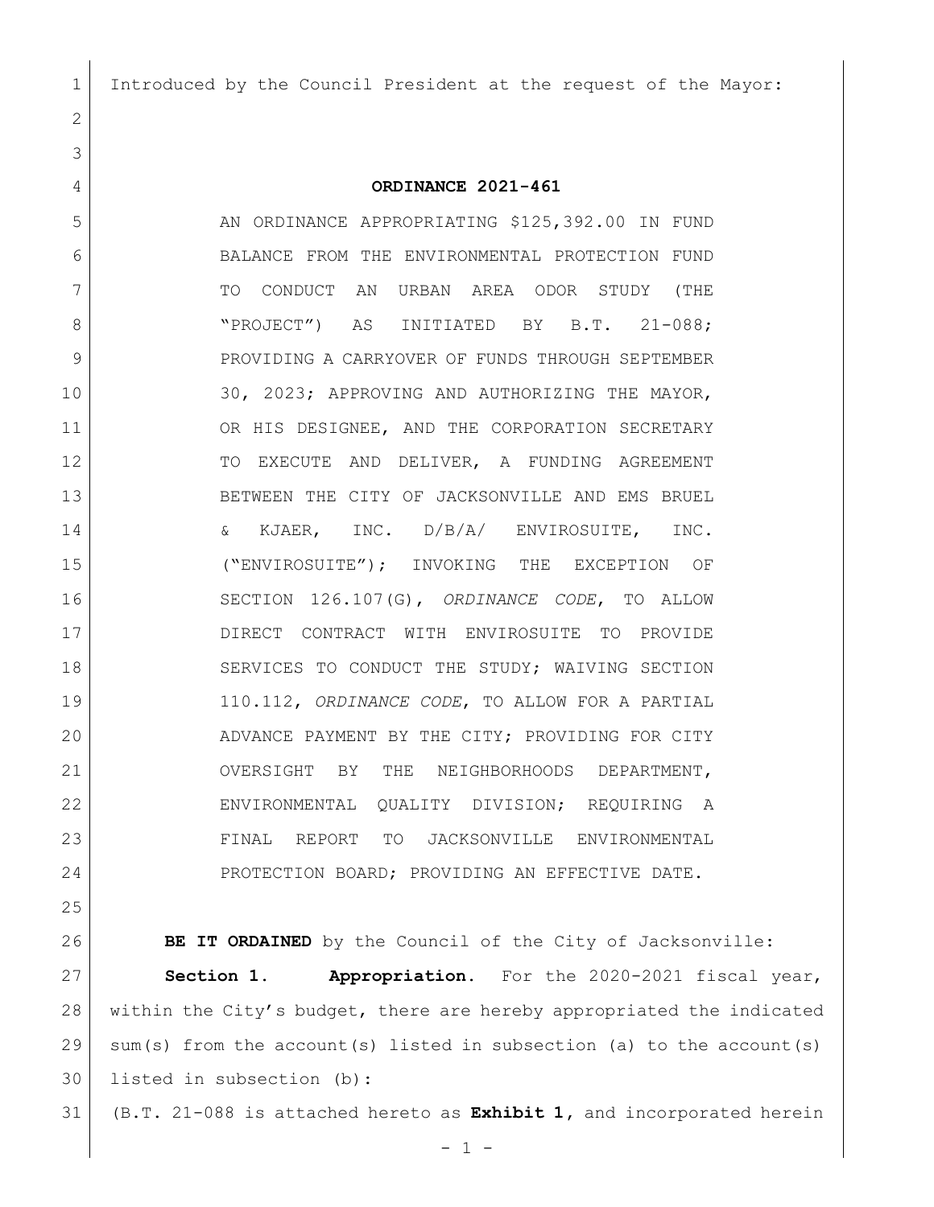Introduced by the Council President at the request of the Mayor:

# ORDINANCE 2021-461

AN ORDINANCE APPROPRIATING $125,392.00 IN FUND BALANCE FROM THE ENVIRONMENTAL PROTECTION FUND TO CONDUCT AN URBAN AREA ODOR STUDY (THE "PROJECT") AS INITIATED BY B.T. 21-088; PROVIDING A CARRYOVER OF FUNDS THROUGH SEPTEMBER 30, 2023; APPROVING AND AUTHORIZING THE MAYOR, OR HIS DESIGNEE, AND THE CORPORATION SECRETARY TO EXECUTE AND DELIVER, A FUNDING AGREEMENT BETWEEN THE CITY OF JACKSONVILLE AND EMS BRUEL & KJAER, INC. D/B/A/ ENVIROSUITE, INC. ("ENVIROSUITE"); INVOKING THE EXCEPTION OF SECTION 126.107(G), *ORDINANCE CODE*, TO ALLOW DIRECT CONTRACT WITH ENVIROSUITE TO PROVIDE SERVICES TO CONDUCT THE STUDY; WAIVING SECTION 110.112, *ORDINANCE CODE*, TO ALLOW FOR A PARTIAL ADVANCE PAYMENT BY THE CITY; PROVIDING FOR CITY OVERSIGHT BY THE NEIGHBORHOODS DEPARTMENT, ENVIRONMENTAL QUALITY DIVISION; REQUIRING A FINAL REPORT TO JACKSONVILLE ENVIRONMENTAL PROTECTION BOARD; PROVIDING AN EFFECTIVE DATE.

**BE IT ORDAINED** by the Council of the City of Jacksonville:

**Section 1. Appropriation.** For the 2020-2021 fiscal year, within the City's budget, there are hereby appropriated the indicated sum(s) from the account(s) listed in subsection (a) to the account(s) listed in subsection (b):

(B.T. 21-088 is attached hereto as **Exhibit 1**, and incorporated herein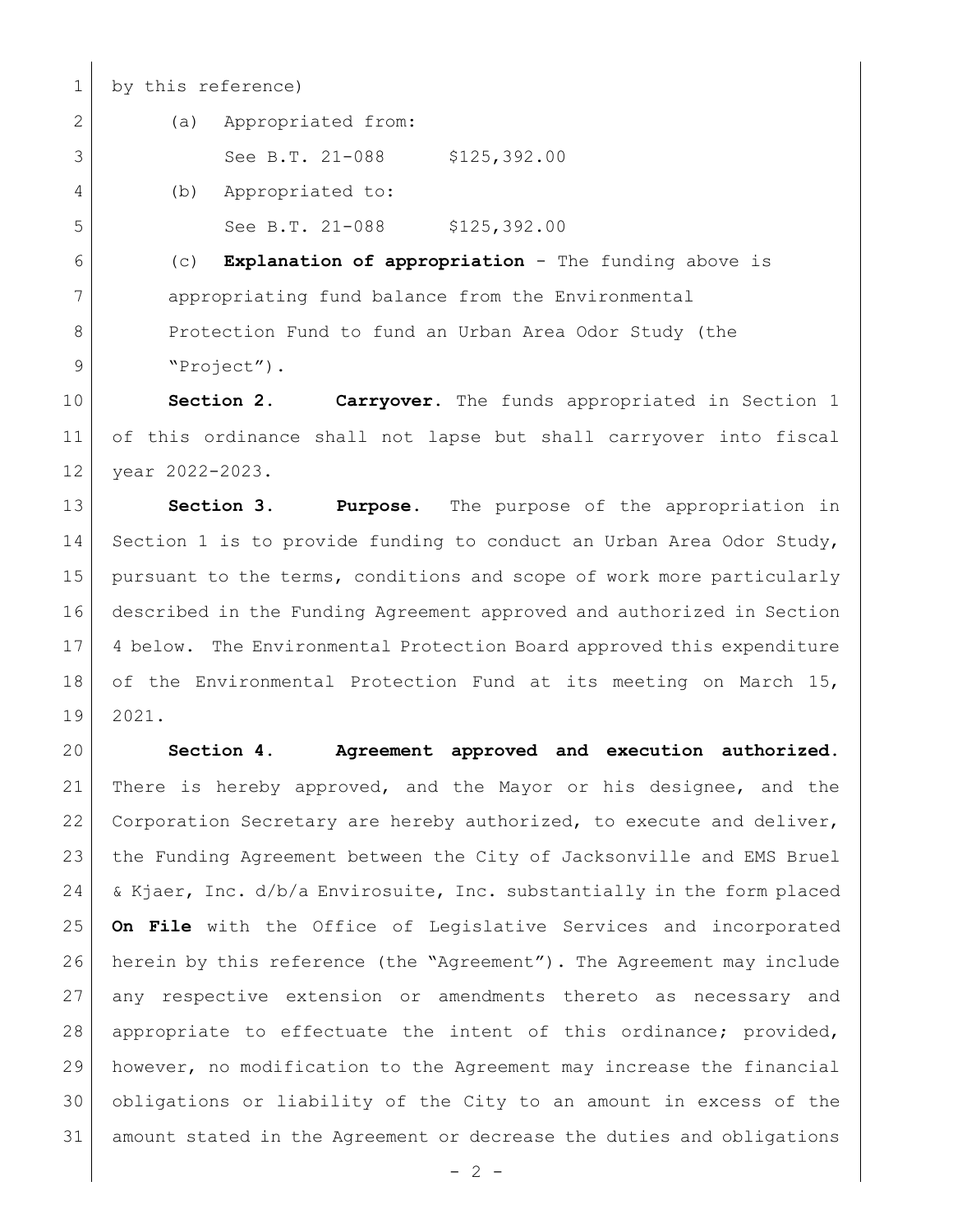by this reference)

(a) Appropriated from:

See B.T. 21-088 $125,392.00

(b) Appropriated to:

See B.T. 21-088 $125,392.00

(c) **Explanation of appropriation** - The funding above is appropriating fund balance from the Environmental Protection Fund to fund an Urban Area Odor Study (the "Project").

**Section 2. Carryover.** The funds appropriated in Section 1 of this ordinance shall not lapse but shall carryover into fiscal year 2022-2023.

**Section 3. Purpose.** The purpose of the appropriation in Section 1 is to provide funding to conduct an Urban Area Odor Study, pursuant to the terms, conditions and scope of work more particularly described in the Funding Agreement approved and authorized in Section 4 below. The Environmental Protection Board approved this expenditure of the Environmental Protection Fund at its meeting on March 15, 2021.

**Section 4. Agreement approved and execution authorized.** There is hereby approved, and the Mayor or his designee, and the Corporation Secretary are hereby authorized, to execute and deliver, the Funding Agreement between the City of Jacksonville and EMS Bruel & Kjaer, Inc. d/b/a Envirosuite, Inc. substantially in the form placed **On File** with the Office of Legislative Services and incorporated herein by this reference (the "Agreement"). The Agreement may include any respective extension or amendments thereto as necessary and appropriate to effectuate the intent of this ordinance; provided, however, no modification to the Agreement may increase the financial obligations or liability of the City to an amount in excess of the amount stated in the Agreement or decrease the duties and obligations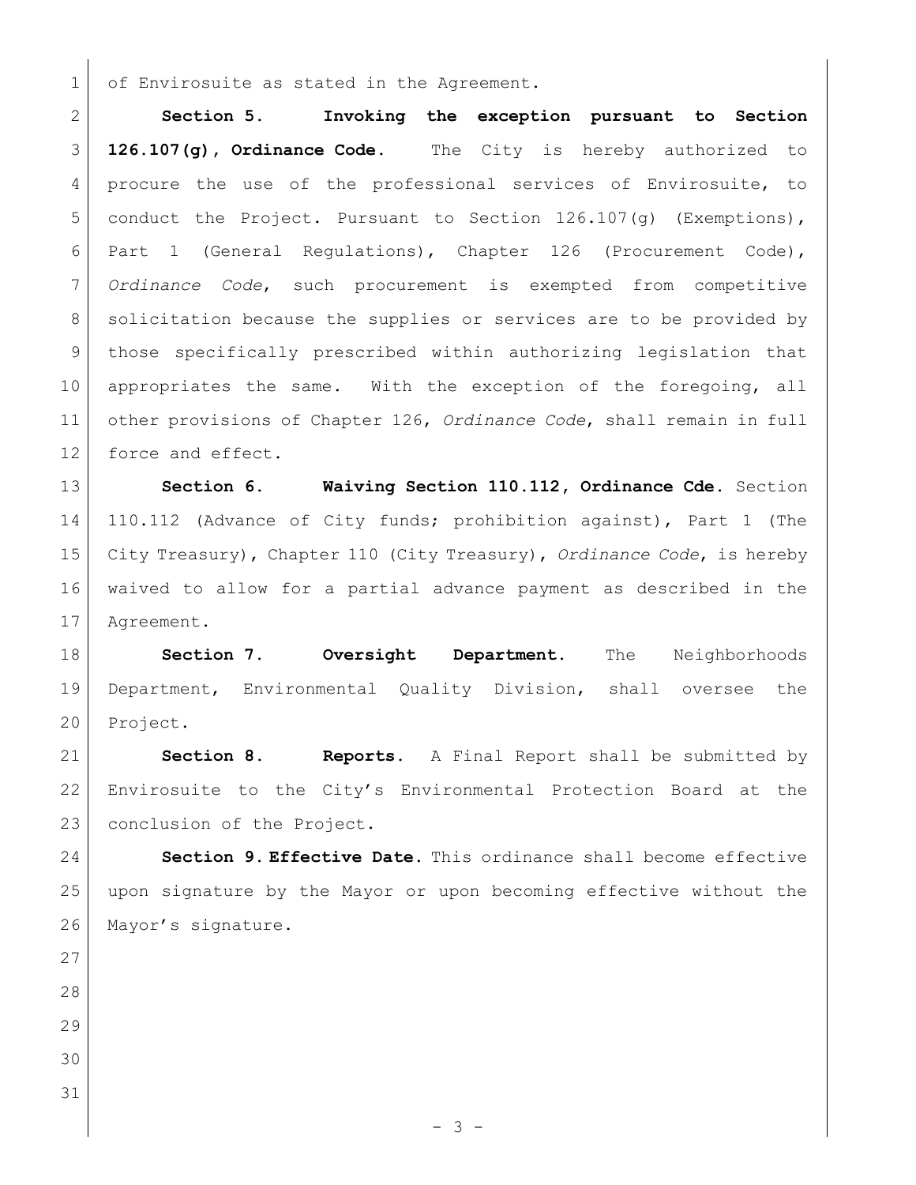of Envirosuite as stated in the Agreement.

**Section 5. Invoking the exception pursuant to Section 126.107(g), Ordinance Code.** The City is hereby authorized to procure the use of the professional services of Envirosuite, to conduct the Project. Pursuant to Section 126.107(g) (Exemptions), Part 1 (General Regulations), Chapter 126 (Procurement Code), *Ordinance Code*, such procurement is exempted from competitive solicitation because the supplies or services are to be provided by those specifically prescribed within authorizing legislation that appropriates the same. With the exception of the foregoing, all other provisions of Chapter 126, *Ordinance Code*, shall remain in full force and effect.

**Section 6. Waiving Section 110.112, Ordinance Cde.** Section 110.112 (Advance of City funds; prohibition against), Part 1 (The City Treasury), Chapter 110 (City Treasury), *Ordinance Code*, is hereby waived to allow for a partial advance payment as described in the Agreement.

**Section 7. Oversight Department.** The Neighborhoods Department, Environmental Quality Division, shall oversee the Project.

**Section 8. Reports.** A Final Report shall be submitted by Envirosuite to the City's Environmental Protection Board at the conclusion of the Project.

**Section 9. Effective Date.** This ordinance shall become effective upon signature by the Mayor or upon becoming effective without the Mayor's signature.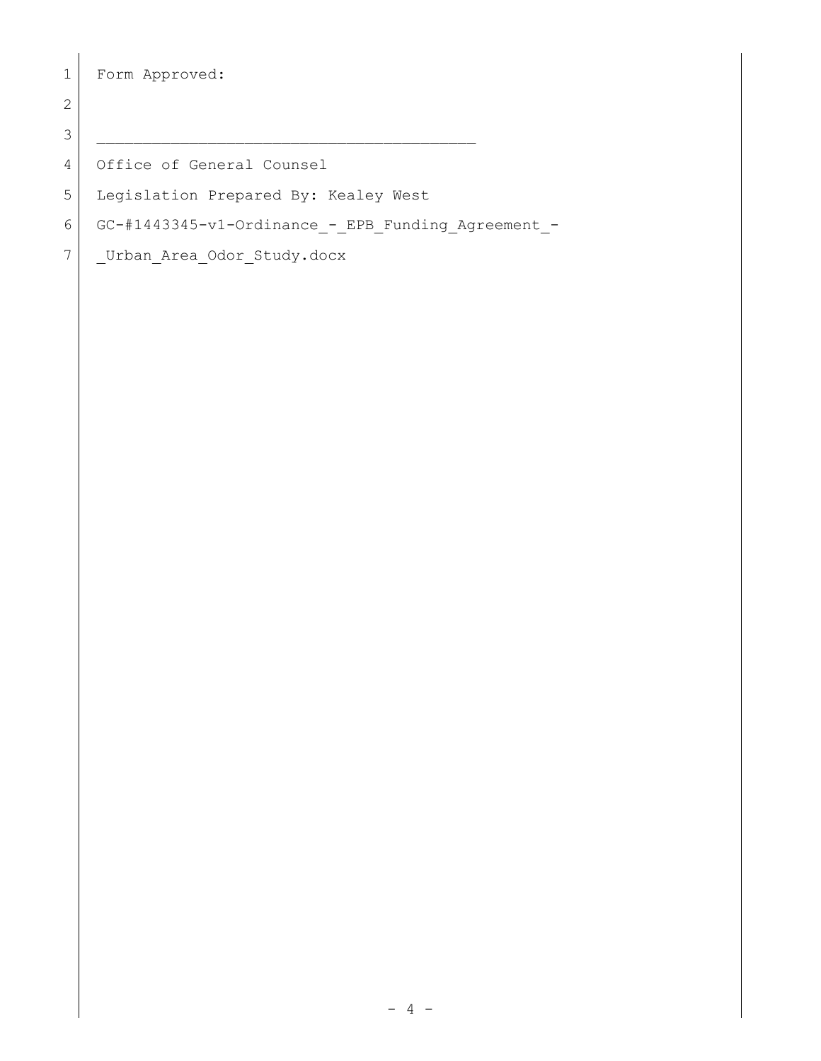Form Approved:

\_\_\_\_\_\_\_\_\_\_\_\_\_\_\_\_\_\_\_\_\_\_\_\_\_\_\_\_\_\_\_\_\_\_\_\_\_\_\_\_

Office of General Counsel

Legislation Prepared By: Kealey West

GC-#1443345-v1-Ordinance_-_EPB_Funding_Agreement_-_Urban_Area_Odor_Study.docx